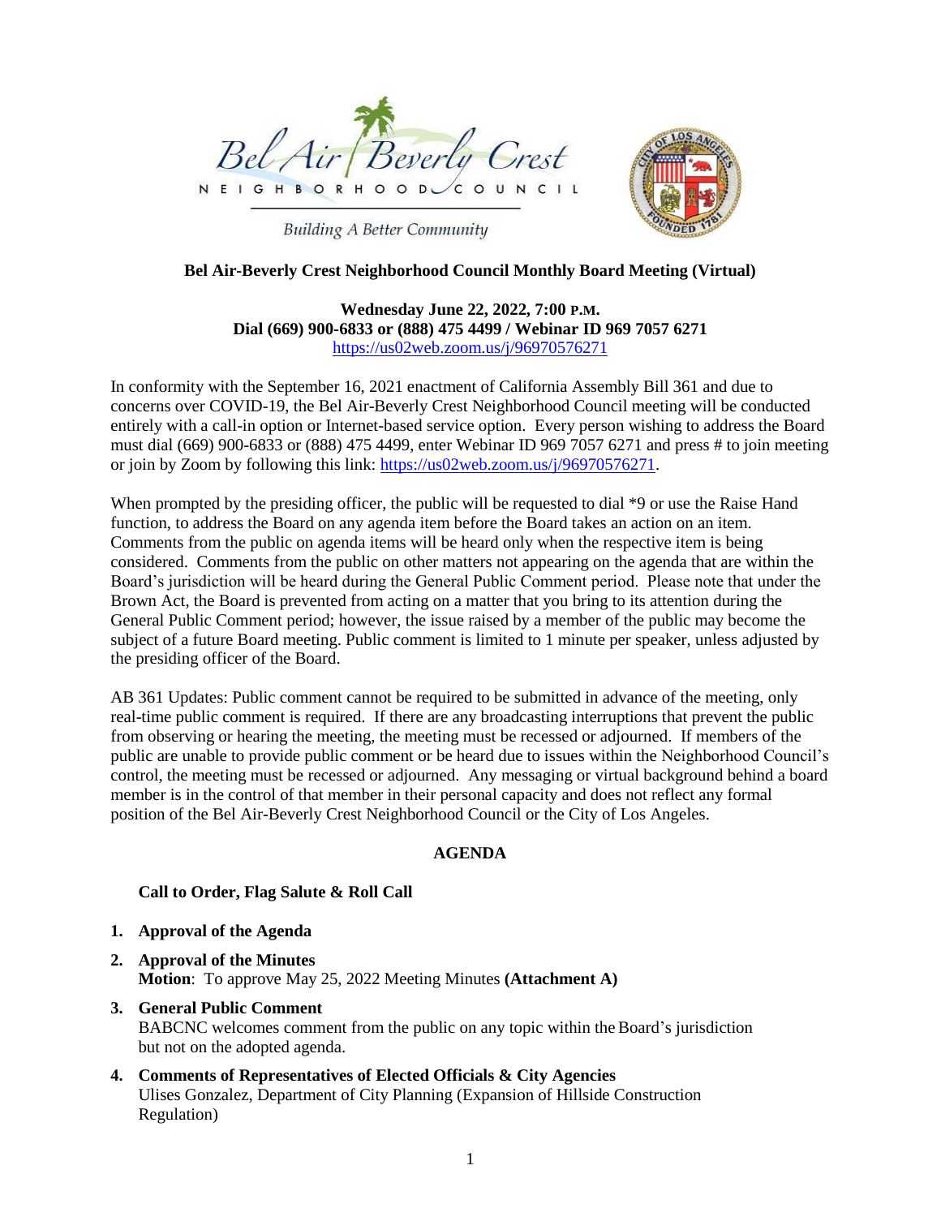Bel Air Beverly Crest

NEIGHBORHOOD COUNCIL

*Building A Better Community*

**Bel Air-Beverly Crest Neighborhood Council Monthly Board Meeting (Virtual)**

**Wednesday June 22, 2022, 7:00 P.M.**
**Dial (669) 900-6833 or (888) 475 4499 / Webinar ID 969 7057 6271**
https://us02web.zoom.us/j/96970576271

In conformity with the September 16, 2021 enactment of California Assembly Bill 361 and due to concerns over COVID-19, the Bel Air-Beverly Crest Neighborhood Council meeting will be conducted entirely with a call-in option or Internet-based service option. Every person wishing to address the Board must dial (669) 900-6833 or (888) 475 4499, enter Webinar ID 969 7057 6271 and press # to join meeting or join by Zoom by following this link: https://us02web.zoom.us/j/96970576271.

When prompted by the presiding officer, the public will be requested to dial *9 or use the Raise Hand function, to address the Board on any agenda item before the Board takes an action on an item. Comments from the public on agenda items will be heard only when the respective item is being considered. Comments from the public on other matters not appearing on the agenda that are within the Board's jurisdiction will be heard during the General Public Comment period. Please note that under the Brown Act, the Board is prevented from acting on a matter that you bring to its attention during the General Public Comment period; however, the issue raised by a member of the public may become the subject of a future Board meeting. Public comment is limited to 1 minute per speaker, unless adjusted by the presiding officer of the Board.

AB 361 Updates: Public comment cannot be required to be submitted in advance of the meeting, only real-time public comment is required. If there are any broadcasting interruptions that prevent the public from observing or hearing the meeting, the meeting must be recessed or adjourned. If members of the public are unable to provide public comment or be heard due to issues within the Neighborhood Council's control, the meeting must be recessed or adjourned. Any messaging or virtual background behind a board member is in the control of that member in their personal capacity and does not reflect any formal position of the Bel Air-Beverly Crest Neighborhood Council or the City of Los Angeles.

## AGENDA

**Call to Order, Flag Salute & Roll Call**

1. **Approval of the Agenda**
2. **Approval of the Minutes**
   **Motion**: To approve May 25, 2022 Meeting Minutes **(Attachment A)**
3. **General Public Comment**
   BABCNC welcomes comment from the public on any topic within the Board's jurisdiction but not on the adopted agenda.
4. **Comments of Representatives of Elected Officials & City Agencies**
   Ulises Gonzalez, Department of City Planning (Expansion of Hillside Construction Regulation)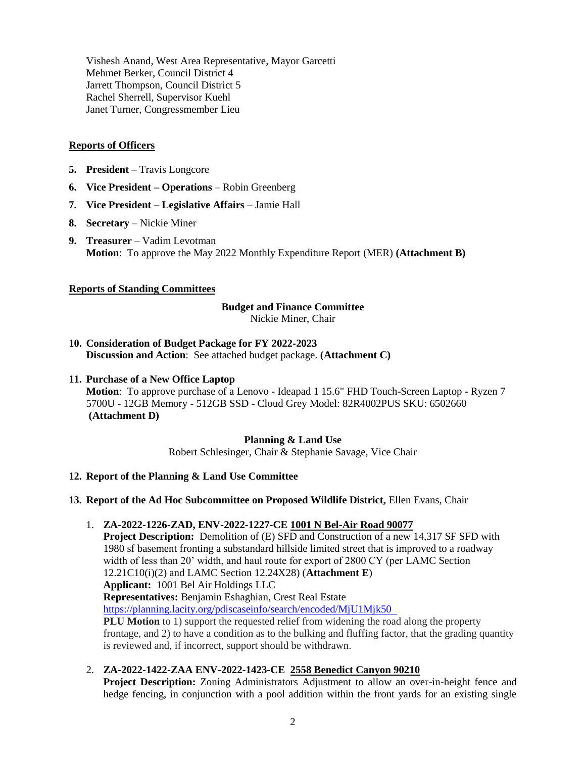Vishesh Anand, West Area Representative, Mayor Garcetti
Mehmet Berker, Council District 4
Jarrett Thompson, Council District 5
Rachel Sherrell, Supervisor Kuehl
Janet Turner, Congressmember Lieu

**Reports of Officers**

5. **President** – Travis Longcore
6. **Vice President – Operations** – Robin Greenberg
7. **Vice President – Legislative Affairs** – Jamie Hall
8. **Secretary** – Nickie Miner
9. **Treasurer** – Vadim Levotman
   **Motion**: To approve the May 2022 Monthly Expenditure Report (MER) **(Attachment B)**

**Reports of Standing Committees**

**Budget and Finance Committee**
Nickie Miner, Chair

10. **Consideration of Budget Package for FY 2022-2023**
    **Discussion and Action**: See attached budget package. **(Attachment C)**

11. **Purchase of a New Office Laptop**
    **Motion**: To approve purchase of a Lenovo - Ideapad 1 15.6" FHD Touch-Screen Laptop - Ryzen 7 5700U - 12GB Memory - 512GB SSD - Cloud Grey Model: 82R4002PUS SKU: 6502660 **(Attachment D)**

**Planning & Land Use**
Robert Schlesinger, Chair & Stephanie Savage, Vice Chair

12. **Report of the Planning & Land Use Committee**

13. **Report of the Ad Hoc Subcommittee on Proposed Wildlife District,** Ellen Evans, Chair

    1. **ZA-2022-1226-ZAD, ENV-2022-1227-CE 1001 N Bel-Air Road 90077**
       **Project Description:** Demolition of (E) SFD and Construction of a new 14,317 SF SFD with 1980 sf basement fronting a substandard hillside limited street that is improved to a roadway width of less than 20' width, and haul route for export of 2800 CY (per LAMC Section 12.21C10(i)(2) and LAMC Section 12.24X28) (**Attachment E**)
       **Applicant:** 1001 Bel Air Holdings LLC
       **Representatives:** Benjamin Eshaghian, Crest Real Estate
       https://planning.lacity.org/pdiscaseinfo/search/encoded/MjU1Mjk50
       **PLU Motion** to 1) support the requested relief from widening the road along the property frontage, and 2) to have a condition as to the bulking and fluffing factor, that the grading quantity is reviewed and, if incorrect, support should be withdrawn.

    2. **ZA-2022-1422-ZAA ENV-2022-1423-CE 2558 Benedict Canyon 90210**
       **Project Description:** Zoning Administrators Adjustment to allow an over-in-height fence and hedge fencing, in conjunction with a pool addition within the front yards for an existing single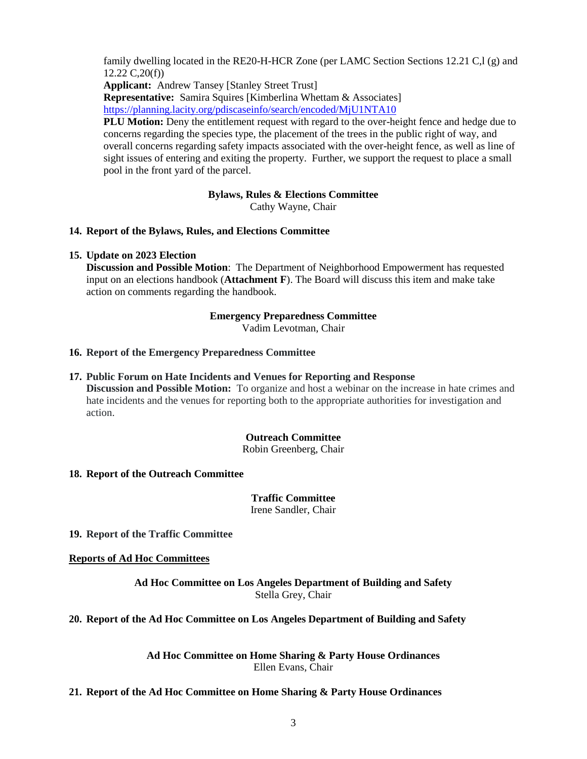family dwelling located in the RE20-H-HCR Zone (per LAMC Section Sections 12.21 C,l (g) and 12.22 C,20(f))
**Applicant:** Andrew Tansey [Stanley Street Trust]
**Representative:** Samira Squires [Kimberlina Whettam & Associates]
https://planning.lacity.org/pdiscaseinfo/search/encoded/MjU1NTA10
**PLU Motion:** Deny the entitlement request with regard to the over-height fence and hedge due to concerns regarding the species type, the placement of the trees in the public right of way, and overall concerns regarding safety impacts associated with the over-height fence, as well as line of sight issues of entering and exiting the property. Further, we support the request to place a small pool in the front yard of the parcel.

**Bylaws, Rules & Elections Committee**
Cathy Wayne, Chair

**14. Report of the Bylaws, Rules, and Elections Committee**

**15. Update on 2023 Election**
**Discussion and Possible Motion**: The Department of Neighborhood Empowerment has requested input on an elections handbook (**Attachment F**). The Board will discuss this item and make take action on comments regarding the handbook.

**Emergency Preparedness Committee**
Vadim Levotman, Chair

**16. Report of the Emergency Preparedness Committee**

**17. Public Forum on Hate Incidents and Venues for Reporting and Response**
**Discussion and Possible Motion:** To organize and host a webinar on the increase in hate crimes and hate incidents and the venues for reporting both to the appropriate authorities for investigation and action.

**Outreach Committee**
Robin Greenberg, Chair

**18. Report of the Outreach Committee**

**Traffic Committee**
Irene Sandler, Chair

**19. Report of the Traffic Committee**

**Reports of Ad Hoc Committees**

**Ad Hoc Committee on Los Angeles Department of Building and Safety**
Stella Grey, Chair

**20. Report of the Ad Hoc Committee on Los Angeles Department of Building and Safety**

**Ad Hoc Committee on Home Sharing & Party House Ordinances**
Ellen Evans, Chair

**21. Report of the Ad Hoc Committee on Home Sharing & Party House Ordinances**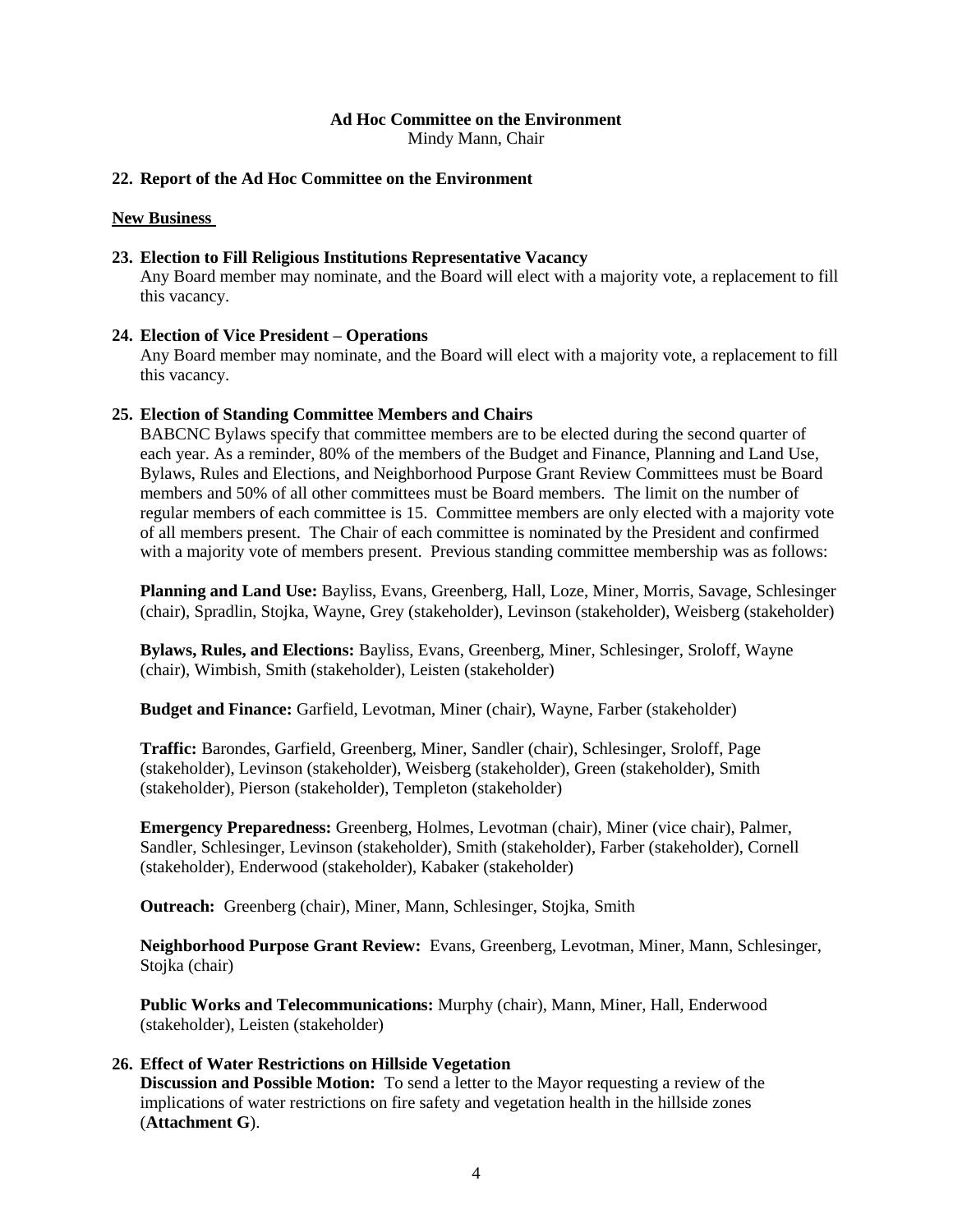**Ad Hoc Committee on the Environment**
Mindy Mann, Chair

**22. Report of the Ad Hoc Committee on the Environment**

**New Business**

**23. Election to Fill Religious Institutions Representative Vacancy**
Any Board member may nominate, and the Board will elect with a majority vote, a replacement to fill this vacancy.

**24. Election of Vice President – Operations**
Any Board member may nominate, and the Board will elect with a majority vote, a replacement to fill this vacancy.

**25. Election of Standing Committee Members and Chairs**
BABCNC Bylaws specify that committee members are to be elected during the second quarter of each year. As a reminder, 80% of the members of the Budget and Finance, Planning and Land Use, Bylaws, Rules and Elections, and Neighborhood Purpose Grant Review Committees must be Board members and 50% of all other committees must be Board members. The limit on the number of regular members of each committee is 15. Committee members are only elected with a majority vote of all members present. The Chair of each committee is nominated by the President and confirmed with a majority vote of members present. Previous standing committee membership was as follows:

**Planning and Land Use:** Bayliss, Evans, Greenberg, Hall, Loze, Miner, Morris, Savage, Schlesinger (chair), Spradlin, Stojka, Wayne, Grey (stakeholder), Levinson (stakeholder), Weisberg (stakeholder)

**Bylaws, Rules, and Elections:** Bayliss, Evans, Greenberg, Miner, Schlesinger, Sroloff, Wayne (chair), Wimbish, Smith (stakeholder), Leisten (stakeholder)

**Budget and Finance:** Garfield, Levotman, Miner (chair), Wayne, Farber (stakeholder)

**Traffic:** Barondes, Garfield, Greenberg, Miner, Sandler (chair), Schlesinger, Sroloff, Page (stakeholder), Levinson (stakeholder), Weisberg (stakeholder), Green (stakeholder), Smith (stakeholder), Pierson (stakeholder), Templeton (stakeholder)

**Emergency Preparedness:** Greenberg, Holmes, Levotman (chair), Miner (vice chair), Palmer, Sandler, Schlesinger, Levinson (stakeholder), Smith (stakeholder), Farber (stakeholder), Cornell (stakeholder), Enderwood (stakeholder), Kabaker (stakeholder)

**Outreach:** Greenberg (chair), Miner, Mann, Schlesinger, Stojka, Smith

**Neighborhood Purpose Grant Review:** Evans, Greenberg, Levotman, Miner, Mann, Schlesinger, Stojka (chair)

**Public Works and Telecommunications:** Murphy (chair), Mann, Miner, Hall, Enderwood (stakeholder), Leisten (stakeholder)

**26. Effect of Water Restrictions on Hillside Vegetation**
**Discussion and Possible Motion:** To send a letter to the Mayor requesting a review of the implications of water restrictions on fire safety and vegetation health in the hillside zones (**Attachment G**).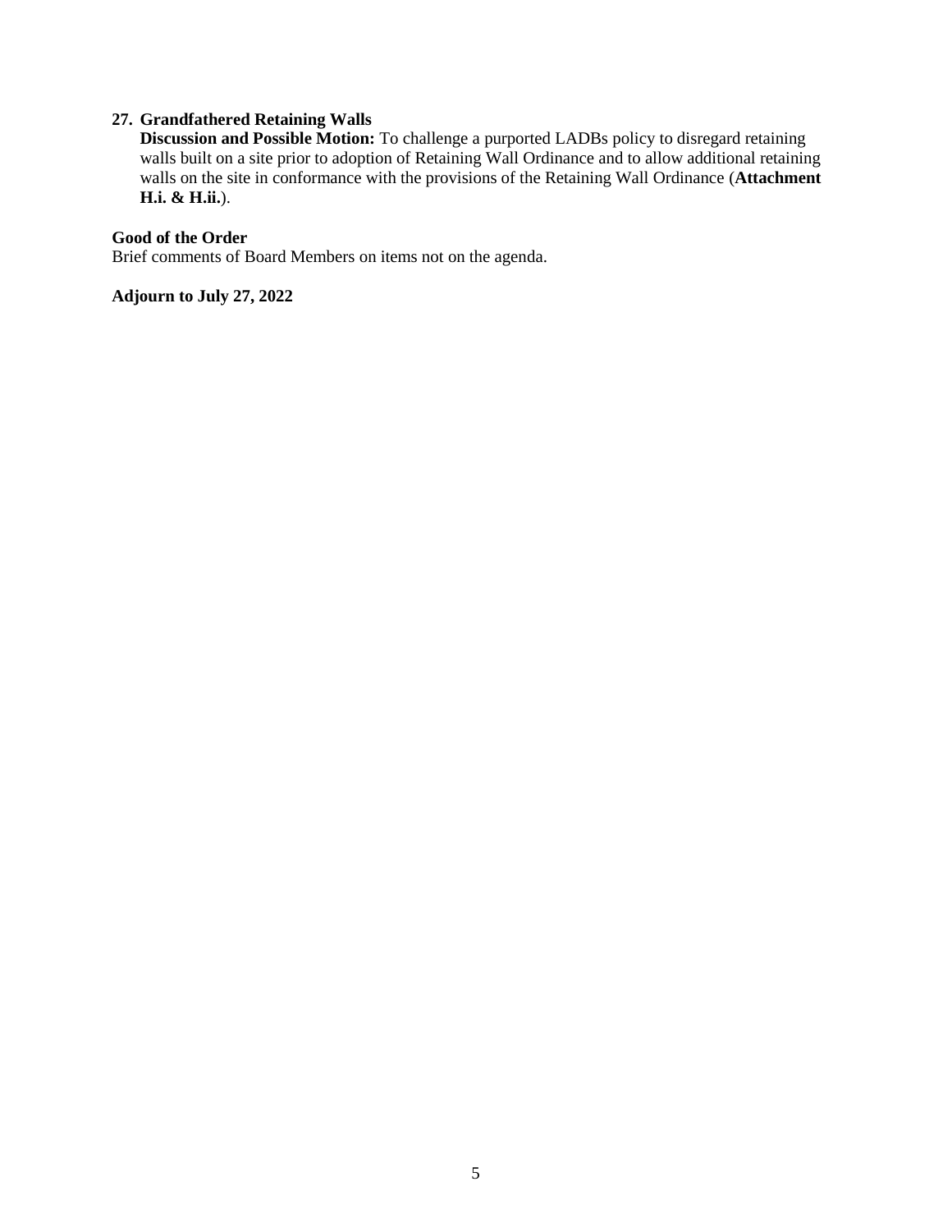**27. Grandfathered Retaining Walls**

**Discussion and Possible Motion:** To challenge a purported LADBs policy to disregard retaining walls built on a site prior to adoption of Retaining Wall Ordinance and to allow additional retaining walls on the site in conformance with the provisions of the Retaining Wall Ordinance (**Attachment H.i. & H.ii.**).

**Good of the Order**

Brief comments of Board Members on items not on the agenda.

**Adjourn to July 27, 2022**